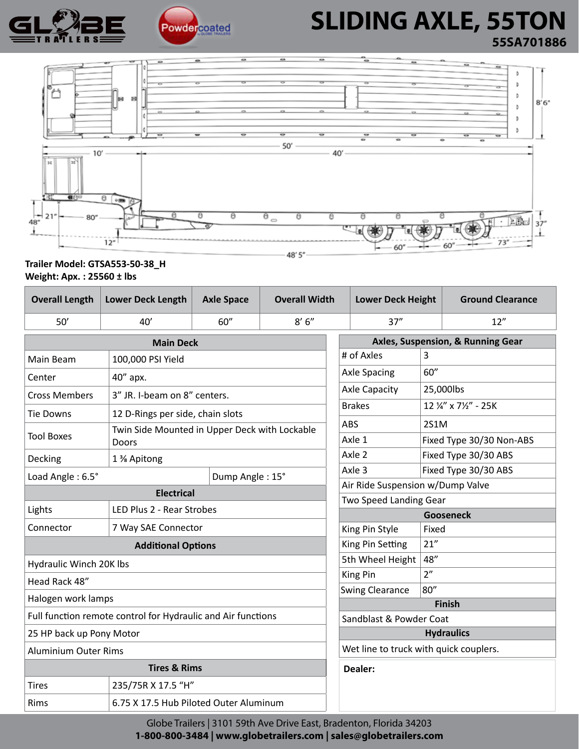# SLIDING AXLE, 55TON

## 55SA701886

10'
50'
40'
8' 6"
48"
21"
80"
12"
48' 5"
60"
60"
73"
37"

**Trailer Model: GTSA553-50-38_H**
**Weight: Apx. : 25560 ± lbs**

| Overall Length | Lower Deck Length | Axle Space | Overall Width | Lower Deck Height | Ground Clearance |
|---|---|---|---|---|---|
| 50' | 40' | 60" | 8' 6" | 37" | 12" |

| Main Deck | |
|---|---|
| Main Beam | 100,000 PSI Yield |
| Center | 40" apx. |
| Cross Members | 3" JR. I-beam on 8" centers. |
| Tie Downs | 12 D-Rings per side, chain slots |
| Tool Boxes | Twin Side Mounted in Upper Deck with Lockable Doors |
| Decking | 1 ⅜ Apitong |
| Load Angle : 6.5° | Dump Angle : 15° |
| **Electrical** | |
| Lights | LED Plus 2 - Rear Strobes |
| Connector | 7 Way SAE Connector |
| **Additional Options** | |
| Hydraulic Winch 20K lbs | |
| Head Rack 48" | |
| Halogen work lamps | |
| Full function remote control for Hydraulic and Air functions | |
| 25 HP back up Pony Motor | |
| Aluminium Outer Rims | |
| **Tires & Rims** | |
| Tires | 235/75R X 17.5 "H" |
| Rims | 6.75 X 17.5 Hub Piloted Outer Aluminum |

| Axles, Suspension, & Running Gear | |
|---|---|
| # of Axles | 3 |
| Axle Spacing | 60" |
| Axle Capacity | 25,000lbs |
| Brakes | 12 ¼" x 7½" - 25K |
| ABS | 2S1M |
| Axle 1 | Fixed Type 30/30 Non-ABS |
| Axle 2 | Fixed Type 30/30 ABS |
| Axle 3 | Fixed Type 30/30 ABS |
| Air Ride Suspension w/Dump Valve | |
| Two Speed Landing Gear | |
| **Gooseneck** | |
| King Pin Style | Fixed |
| King Pin Setting | 21" |
| 5th Wheel Height | 48" |
| King Pin | 2" |
| Swing Clearance | 80" |
| **Finish** | |
| Sandblast & Powder Coat | |
| **Hydraulics** | |
| Wet line to truck with quick couplers. | |

**Dealer:**

Globe Trailers | 3101 59th Ave Drive East, Bradenton, Florida 34203
**1-800-800-3484 | www.globetrailers.com | sales@globetrailers.com**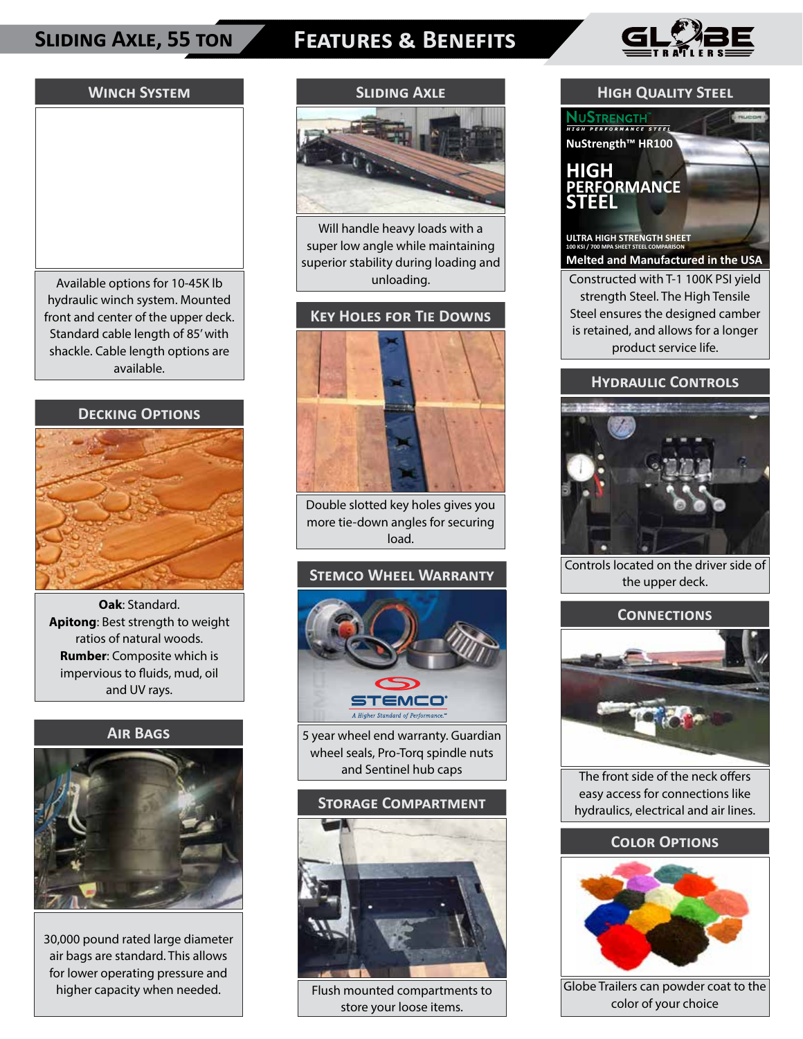# Sliding Axle, 55 ton — Features & Benefits

## Winch System

Available options for 10-45K lb hydraulic winch system. Mounted front and center of the upper deck. Standard cable length of 85' with shackle. Cable length options are available.

## Decking Options

**Oak**: Standard.
**Apitong**: Best strength to weight ratios of natural woods.
**Rumber**: Composite which is impervious to fluids, mud, oil and UV rays.

## Air Bags

30,000 pound rated large diameter air bags are standard. This allows for lower operating pressure and higher capacity when needed.

## Sliding Axle

Will handle heavy loads with a super low angle while maintaining superior stability during loading and unloading.

## Key Holes for Tie Downs

Double slotted key holes gives you more tie-down angles for securing load.

## Stemco Wheel Warranty

5 year wheel end warranty. Guardian wheel seals, Pro-Torq spindle nuts and Sentinel hub caps

## Storage Compartment

Flush mounted compartments to store your loose items.

## High Quality Steel

Constructed with T-1 100K PSI yield strength Steel. The High Tensile Steel ensures the designed camber is retained, and allows for a longer product service life.

## Hydraulic Controls

Controls located on the driver side of the upper deck.

## Connections

The front side of the neck offers easy access for connections like hydraulics, electrical and air lines.

## Color Options

Globe Trailers can powder coat to the color of your choice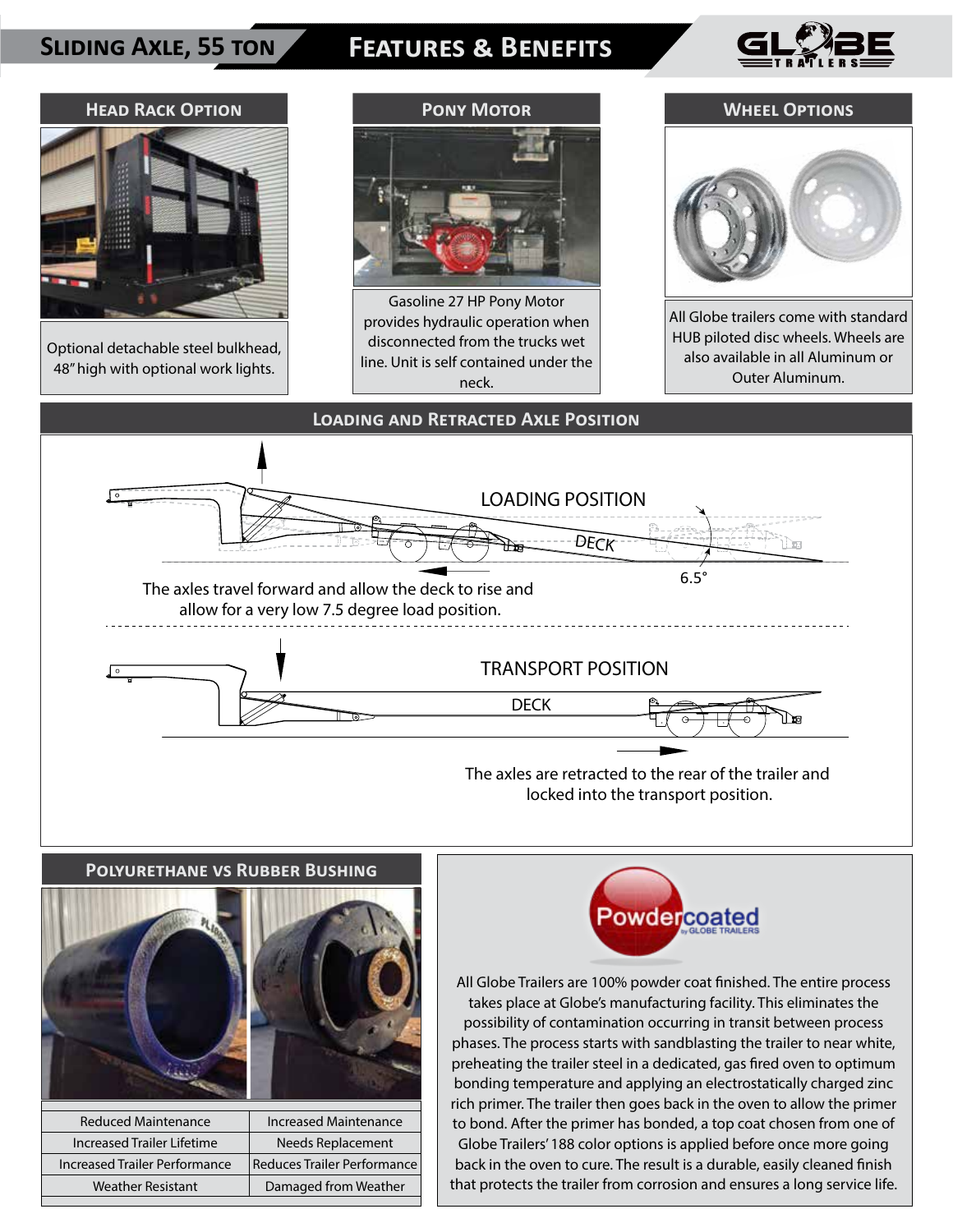# Sliding Axle, 55 ton — Features & Benefits

GLOBE TRAILERS

## Head Rack Option

Optional detachable steel bulkhead, 48" high with optional work lights.

## Pony Motor

Gasoline 27 HP Pony Motor provides hydraulic operation when disconnected from the trucks wet line. Unit is self contained under the neck.

## Wheel Options

All Globe trailers come with standard HUB piloted disc wheels. Wheels are also available in all Aluminum or Outer Aluminum.

## Loading and Retracted Axle Position

LOADING POSITION

DECK

6.5°

The axles travel forward and allow the deck to rise and allow for a very low 7.5 degree load position.

TRANSPORT POSITION

DECK

The axles are retracted to the rear of the trailer and locked into the transport position.

## Polyurethane vs Rubber Bushing

| | |
|---|---|
| Reduced Maintenance | Increased Maintenance |
| Increased Trailer Lifetime | Needs Replacement |
| Increased Trailer Performance | Reduces Trailer Performance |
| Weather Resistant | Damaged from Weather |

Powdercoated by GLOBE TRAILERS

All Globe Trailers are 100% powder coat finished. The entire process takes place at Globe's manufacturing facility. This eliminates the possibility of contamination occurring in transit between process phases. The process starts with sandblasting the trailer to near white, preheating the trailer steel in a dedicated, gas fired oven to optimum bonding temperature and applying an electrostatically charged zinc rich primer. The trailer then goes back in the oven to allow the primer to bond. After the primer has bonded, a top coat chosen from one of Globe Trailers' 188 color options is applied before once more going back in the oven to cure. The result is a durable, easily cleaned finish that protects the trailer from corrosion and ensures a long service life.